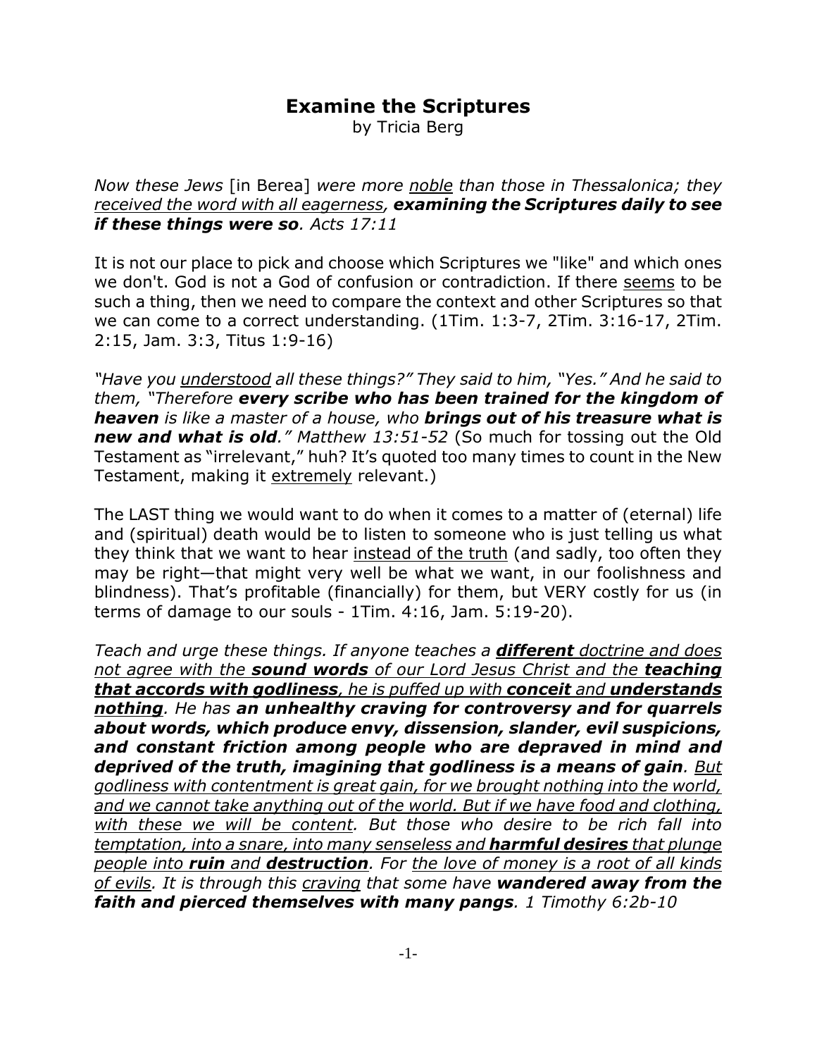# Examine the Scriptures

by Tricia Berg

*Now these Jews* [in Berea] *were more <u>noble</u> than those in Thessalonica; they <u>received the word with all eagerness</u>, **examining the Scriptures daily to see if these things were so**. Acts 17:11*

It is not our place to pick and choose which Scriptures we "like" and which ones we don't. God is not a God of confusion or contradiction. If there <u>seems</u> to be such a thing, then we need to compare the context and other Scriptures so that we can come to a correct understanding. (1Tim. 1:3-7, 2Tim. 3:16-17, 2Tim. 2:15, Jam. 3:3, Titus 1:9-16)

*"Have you <u>understood</u> all these things?" They said to him, "Yes." And he said to them, "Therefore **every scribe who has been trained for the kingdom of heaven** is like a master of a house, who **brings out of his treasure what is new and what is old**." Matthew 13:51-52* (So much for tossing out the Old Testament as "irrelevant," huh? It's quoted too many times to count in the New Testament, making it <u>extremely</u> relevant.)

The LAST thing we would want to do when it comes to a matter of (eternal) life and (spiritual) death would be to listen to someone who is just telling us what they think that we want to hear <u>instead of the truth</u> (and sadly, too often they may be right—that might very well be what we want, in our foolishness and blindness). That's profitable (financially) for them, but VERY costly for us (in terms of damage to our souls - 1Tim. 4:16, Jam. 5:19-20).

*Teach and urge these things. If anyone teaches a <u>**different** doctrine and does not agree with the **sound words** of our Lord Jesus Christ and the **teaching that accords with godliness**, he is puffed up with **conceit** and **understands nothing**</u>. He has **an unhealthy craving for controversy and for quarrels about words, which produce envy, dissension, slander, evil suspicions, and constant friction among people who are depraved in mind and deprived of the truth, imagining that godliness is a means of gain**. <u>But godliness with contentment is great gain, for we brought nothing into the world, and we cannot take anything out of the world. But if we have food and clothing, with these we will be content</u>. But those who desire to be rich fall into <u>temptation, into a snare, into many senseless and **harmful desires** that plunge people into **ruin** and **destruction**</u>. For <u>the love of money is a root of all kinds of evils</u>. It is through this <u>craving</u> that some have **wandered away from the faith and pierced themselves with many pangs**. 1 Timothy 6:2b-10*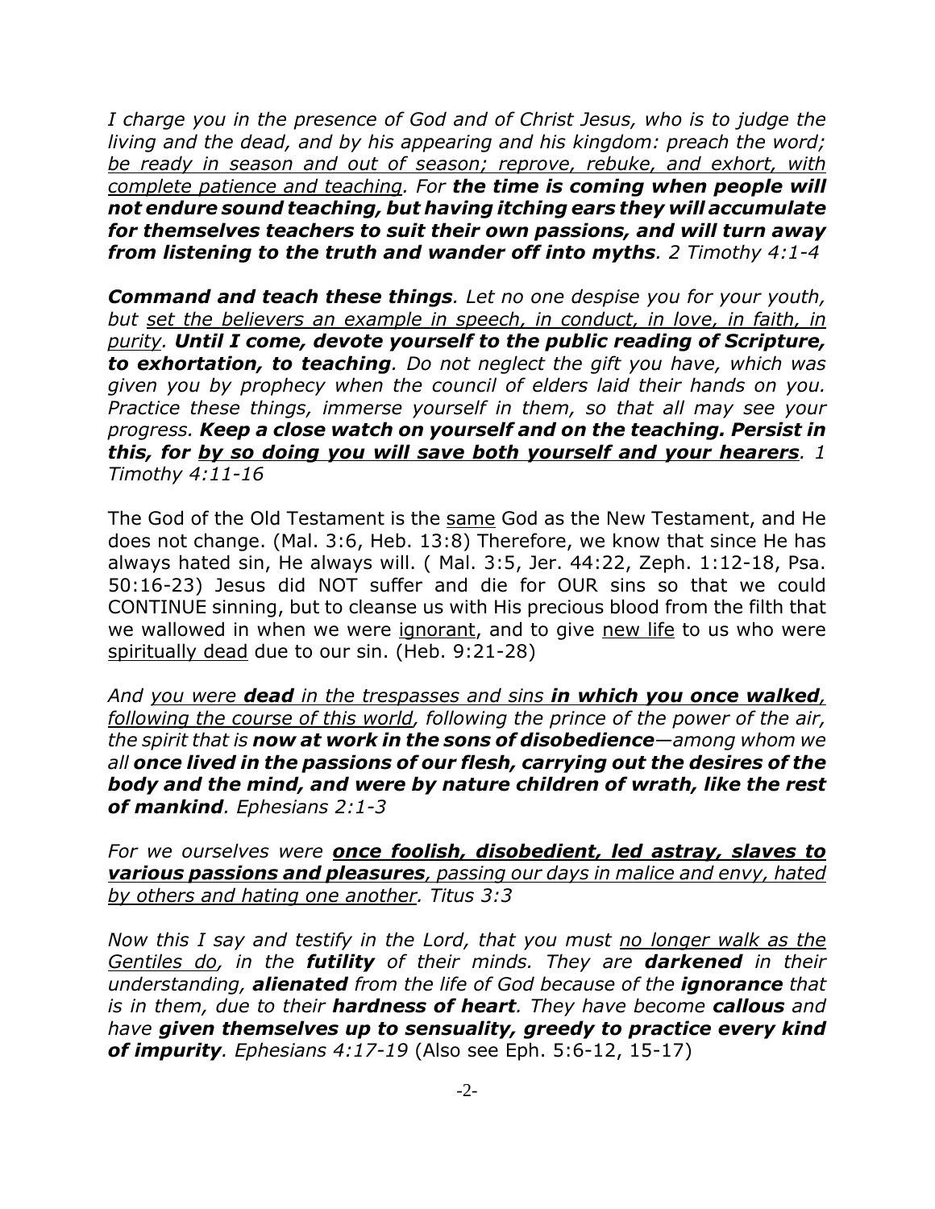*I charge you in the presence of God and of Christ Jesus, who is to judge the living and the dead, and by his appearing and his kingdom: preach the word; <u>be ready in season and out of season; reprove, rebuke, and exhort, with complete patience and teaching</u>. For **the time is coming when people will not endure sound teaching, but having itching ears they will accumulate for themselves teachers to suit their own passions, and will turn away from listening to the truth and wander off into myths**. 2 Timothy 4:1-4*

***Command and teach these things**. Let no one despise you for your youth, but <u>set the believers an example in speech, in conduct, in love, in faith, in purity</u>. **Until I come, devote yourself to the public reading of Scripture, to exhortation, to teaching**. Do not neglect the gift you have, which was given you by prophecy when the council of elders laid their hands on you. Practice these things, immerse yourself in them, so that all may see your progress. **Keep a close watch on yourself and on the teaching. Persist in this, for <u>by so doing you will save both yourself and your hearers</u>**. 1 Timothy 4:11-16*

The God of the Old Testament is the <u>same</u> God as the New Testament, and He does not change. (Mal. 3:6, Heb. 13:8) Therefore, we know that since He has always hated sin, He always will. ( Mal. 3:5, Jer. 44:22, Zeph. 1:12-18, Psa. 50:16-23) Jesus did NOT suffer and die for OUR sins so that we could CONTINUE sinning, but to cleanse us with His precious blood from the filth that we wallowed in when we were <u>ignorant</u>, and to give <u>new life</u> to us who were <u>spiritually dead</u> due to our sin. (Heb. 9:21-28)

*And <u>you were **dead** in the trespasses and sins **in which you once walked**, following the course of this world</u>, following the prince of the power of the air, the spirit that is **now at work in the sons of disobedience**—among whom we all **once lived in the passions of our flesh, carrying out the desires of the body and the mind, and were by nature children of wrath, like the rest of mankind**. Ephesians 2:1-3*

*For we ourselves were <u>**once foolish, disobedient, led astray, slaves to various passions and pleasures**, passing our days in malice and envy, hated by others and hating one another</u>. Titus 3:3*

*Now this I say and testify in the Lord, that you must <u>no longer walk as the Gentiles do</u>, in the **futility** of their minds. They are **darkened** in their understanding, **alienated** from the life of God because of the **ignorance** that is in them, due to their **hardness of heart**. They have become **callous** and have **given themselves up to sensuality, greedy to practice every kind of impurity**. Ephesians 4:17-19* (Also see Eph. 5:6-12, 15-17)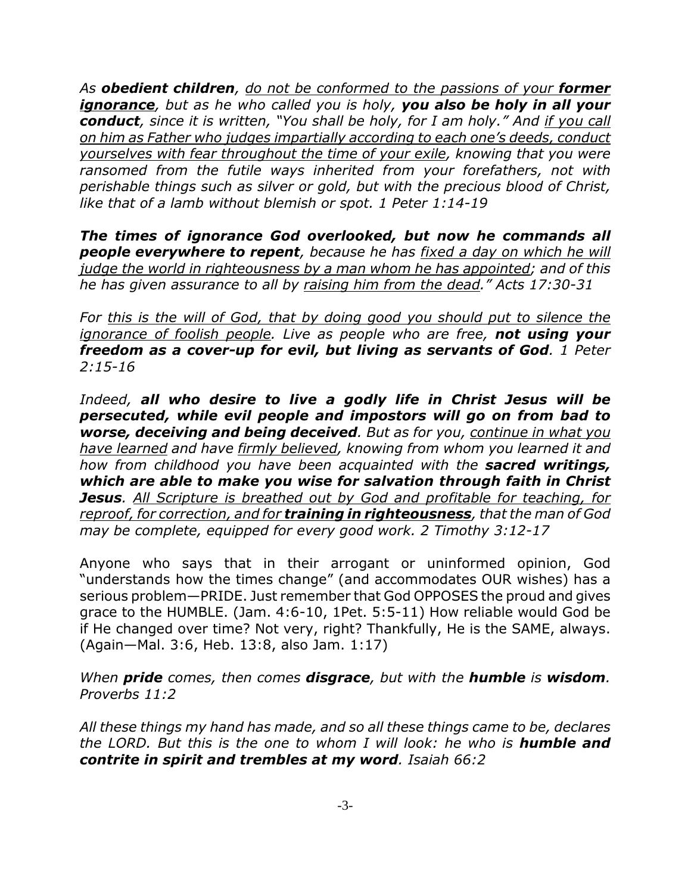*As **obedient children**, do not be conformed to the passions of your **former ignorance**, but as he who called you is holy, **you also be holy in all your conduct**, since it is written, "You shall be holy, for I am holy." And if you call on him as Father who judges impartially according to each one's deeds, conduct yourselves with fear throughout the time of your exile, knowing that you were ransomed from the futile ways inherited from your forefathers, not with perishable things such as silver or gold, but with the precious blood of Christ, like that of a lamb without blemish or spot. 1 Peter 1:14-19*

***The times of ignorance God overlooked, but now he commands all people everywhere to repent**, because he has fixed a day on which he will judge the world in righteousness by a man whom he has appointed; and of this he has given assurance to all by raising him from the dead." Acts 17:30-31*

*For this is the will of God, that by doing good you should put to silence the ignorance of foolish people. Live as people who are free, **not using your freedom as a cover-up for evil, but living as servants of God**. 1 Peter 2:15-16*

*Indeed, **all who desire to live a godly life in Christ Jesus will be persecuted, while evil people and impostors will go on from bad to worse, deceiving and being deceived**. But as for you, continue in what you have learned and have firmly believed, knowing from whom you learned it and how from childhood you have been acquainted with the **sacred writings, which are able to make you wise for salvation through faith in Christ Jesus**. All Scripture is breathed out by God and profitable for teaching, for reproof, for correction, and for **training in righteousness**, that the man of God may be complete, equipped for every good work. 2 Timothy 3:12-17*

Anyone who says that in their arrogant or uninformed opinion, God "understands how the times change" (and accommodates OUR wishes) has a serious problem—PRIDE. Just remember that God OPPOSES the proud and gives grace to the HUMBLE. (Jam. 4:6-10, 1Pet. 5:5-11) How reliable would God be if He changed over time? Not very, right? Thankfully, He is the SAME, always. (Again—Mal. 3:6, Heb. 13:8, also Jam. 1:17)

*When **pride** comes, then comes **disgrace**, but with the **humble** is **wisdom**. Proverbs 11:2*

*All these things my hand has made, and so all these things came to be, declares the LORD. But this is the one to whom I will look: he who is **humble and contrite in spirit and trembles at my word**. Isaiah 66:2*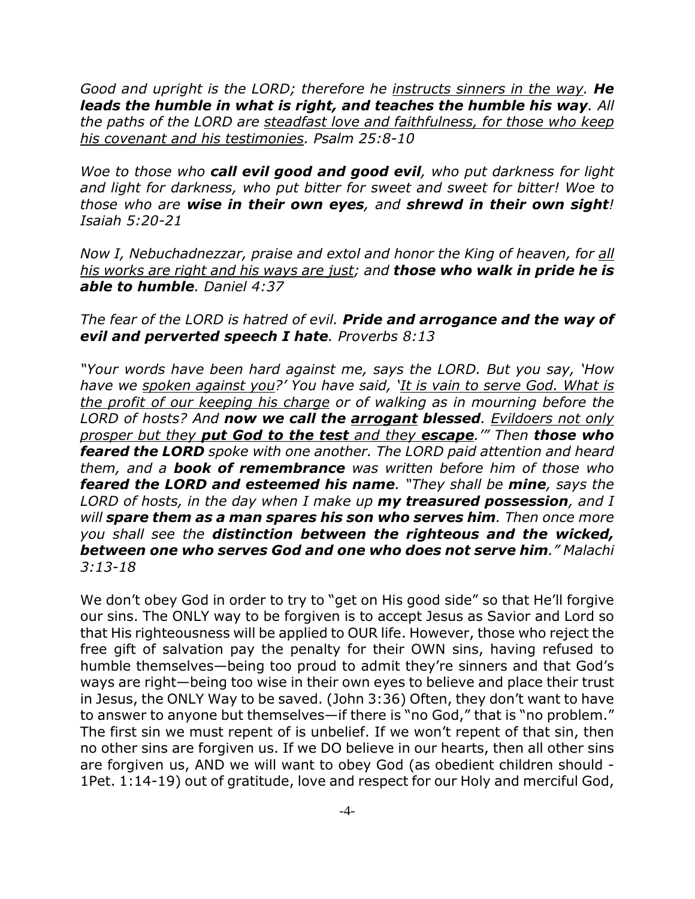*Good and upright is the LORD; therefore he <u>instructs sinners in the way</u>. **He leads the humble in what is right, and teaches the humble his way**. All the paths of the LORD are <u>steadfast love and faithfulness, for those who keep his covenant and his testimonies</u>. Psalm 25:8-10*

*Woe to those who **call evil good and good evil**, who put darkness for light and light for darkness, who put bitter for sweet and sweet for bitter! Woe to those who are **wise in their own eyes**, and **shrewd in their own sight**! Isaiah 5:20-21*

*Now I, Nebuchadnezzar, praise and extol and honor the King of heaven, for <u>all his works are right and his ways are just</u>; and **those who walk in pride he is able to humble**. Daniel 4:37*

*The fear of the LORD is hatred of evil. **Pride and arrogance and the way of evil and perverted speech I hate**. Proverbs 8:13*

*"Your words have been hard against me, says the LORD. But you say, 'How have we <u>spoken against you</u>?' You have said, '<u>It is vain to serve God. What is the profit of our keeping his charge</u> or of walking as in mourning before the LORD of hosts? And **now we call the <u>arrogant</u> blessed**. <u>Evildoers not only prosper but they **put God to the test** and they **escape**</u>.'" Then **those who feared the LORD** spoke with one another. The LORD paid attention and heard them, and a **book of remembrance** was written before him of those who **feared the LORD and esteemed his name**. "They shall be **mine**, says the LORD of hosts, in the day when I make up **my treasured possession**, and I will **spare them as a man spares his son who serves him**. Then once more you shall see the **distinction between the righteous and the wicked, between one who serves God and one who does not serve him**." Malachi 3:13-18*

We don't obey God in order to try to "get on His good side" so that He'll forgive our sins. The ONLY way to be forgiven is to accept Jesus as Savior and Lord so that His righteousness will be applied to OUR life. However, those who reject the free gift of salvation pay the penalty for their OWN sins, having refused to humble themselves—being too proud to admit they're sinners and that God's ways are right—being too wise in their own eyes to believe and place their trust in Jesus, the ONLY Way to be saved. (John 3:36) Often, they don't want to have to answer to anyone but themselves—if there is "no God," that is "no problem." The first sin we must repent of is unbelief. If we won't repent of that sin, then no other sins are forgiven us. If we DO believe in our hearts, then all other sins are forgiven us, AND we will want to obey God (as obedient children should - 1Pet. 1:14-19) out of gratitude, love and respect for our Holy and merciful God,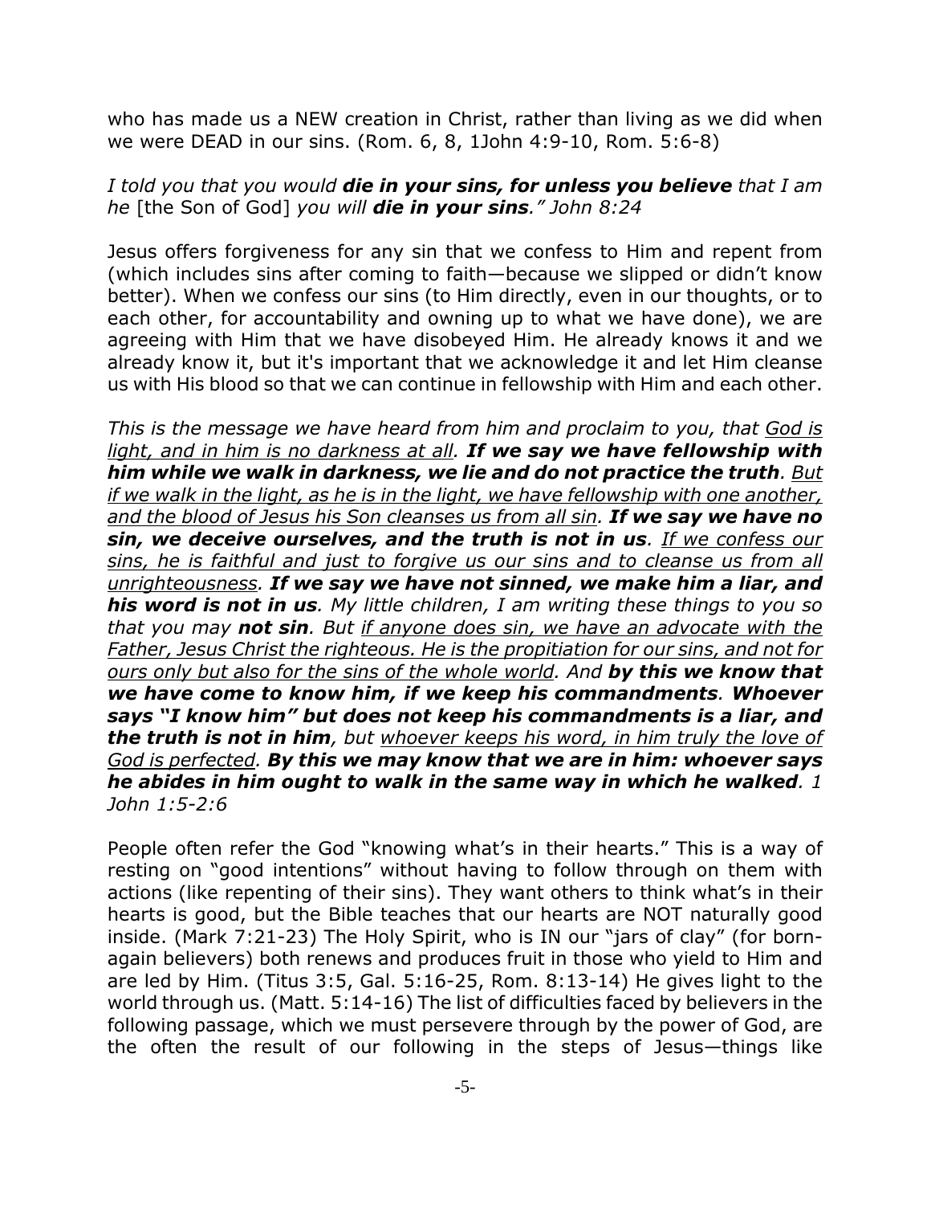who has made us a NEW creation in Christ, rather than living as we did when we were DEAD in our sins. (Rom. 6, 8, 1John 4:9-10, Rom. 5:6-8)

*I told you that you would **die in your sins, for unless you believe** that I am he* [the Son of God] *you will **die in your sins**." John 8:24*

Jesus offers forgiveness for any sin that we confess to Him and repent from (which includes sins after coming to faith—because we slipped or didn't know better). When we confess our sins (to Him directly, even in our thoughts, or to each other, for accountability and owning up to what we have done), we are agreeing with Him that we have disobeyed Him. He already knows it and we already know it, but it's important that we acknowledge it and let Him cleanse us with His blood so that we can continue in fellowship with Him and each other.

*This is the message we have heard from him and proclaim to you, that <u>God is light, and in him is no darkness at all</u>. **If we say we have fellowship with him while we walk in darkness, we lie and do not practice the truth**. <u>But if we walk in the light, as he is in the light, we have fellowship with one another, and the blood of Jesus his Son cleanses us from all sin</u>. **If we say we have no sin, we deceive ourselves, and the truth is not in us**. <u>If we confess our sins, he is faithful and just to forgive us our sins and to cleanse us from all unrighteousness</u>. **If we say we have not sinned, we make him a liar, and his word is not in us**. My little children, I am writing these things to you so that you may **not sin**. But <u>if anyone does sin, we have an advocate with the Father, Jesus Christ the righteous. He is the propitiation for our sins, and not for ours only but also for the sins of the whole world</u>. And **by this we know that we have come to know him, if we keep his commandments**. **Whoever says "I know him" but does not keep his commandments is a liar, and the truth is not in him**, but <u>whoever keeps his word, in him truly the love of God is perfected</u>. **By this we may know that we are in him: whoever says he abides in him ought to walk in the same way in which he walked**. 1 John 1:5-2:6*

People often refer the God "knowing what's in their hearts." This is a way of resting on "good intentions" without having to follow through on them with actions (like repenting of their sins). They want others to think what's in their hearts is good, but the Bible teaches that our hearts are NOT naturally good inside. (Mark 7:21-23) The Holy Spirit, who is IN our "jars of clay" (for born-again believers) both renews and produces fruit in those who yield to Him and are led by Him. (Titus 3:5, Gal. 5:16-25, Rom. 8:13-14) He gives light to the world through us. (Matt. 5:14-16) The list of difficulties faced by believers in the following passage, which we must persevere through by the power of God, are the often the result of our following in the steps of Jesus—things like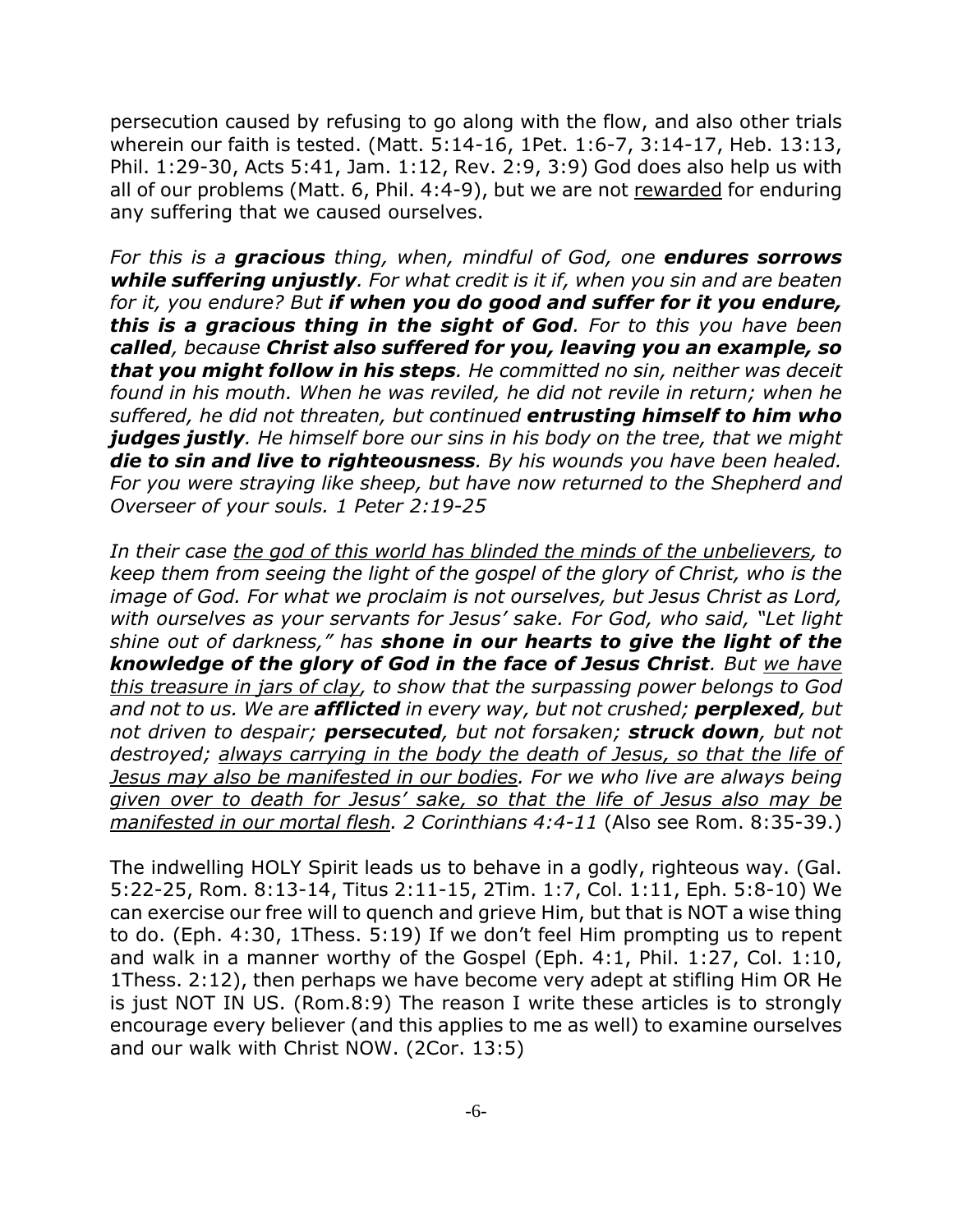persecution caused by refusing to go along with the flow, and also other trials wherein our faith is tested. (Matt. 5:14-16, 1Pet. 1:6-7, 3:14-17, Heb. 13:13, Phil. 1:29-30, Acts 5:41, Jam. 1:12, Rev. 2:9, 3:9) God does also help us with all of our problems (Matt. 6, Phil. 4:4-9), but we are not <u>rewarded</u> for enduring any suffering that we caused ourselves.

*For this is a **gracious** thing, when, mindful of God, one **endures sorrows while suffering unjustly**. For what credit is it if, when you sin and are beaten for it, you endure? But **if when you do good and suffer for it you endure, this is a gracious thing in the sight of God**. For to this you have been **called**, because **Christ also suffered for you, leaving you an example, so that you might follow in his steps**. He committed no sin, neither was deceit found in his mouth. When he was reviled, he did not revile in return; when he suffered, he did not threaten, but continued **entrusting himself to him who judges justly**. He himself bore our sins in his body on the tree, that we might **die to sin and live to righteousness**. By his wounds you have been healed. For you were straying like sheep, but have now returned to the Shepherd and Overseer of your souls. 1 Peter 2:19-25*

*In their case <u>the god of this world has blinded the minds of the unbelievers</u>, to keep them from seeing the light of the gospel of the glory of Christ, who is the image of God. For what we proclaim is not ourselves, but Jesus Christ as Lord, with ourselves as your servants for Jesus' sake. For God, who said, "Let light shine out of darkness," has **shone in our hearts to give the light of the knowledge of the glory of God in the face of Jesus Christ**. But <u>we have this treasure in jars of clay</u>, to show that the surpassing power belongs to God and not to us. We are **afflicted** in every way, but not crushed; **perplexed**, but not driven to despair; **persecuted**, but not forsaken; **struck down**, but not destroyed; <u>always carrying in the body the death of Jesus, so that the life of Jesus may also be manifested in our bodies</u>. For we who live are always being <u>given over to death for Jesus' sake, so that the life of Jesus also may be manifested in our mortal flesh</u>. 2 Corinthians 4:4-11* (Also see Rom. 8:35-39.)

The indwelling HOLY Spirit leads us to behave in a godly, righteous way. (Gal. 5:22-25, Rom. 8:13-14, Titus 2:11-15, 2Tim. 1:7, Col. 1:11, Eph. 5:8-10) We can exercise our free will to quench and grieve Him, but that is NOT a wise thing to do. (Eph. 4:30, 1Thess. 5:19) If we don't feel Him prompting us to repent and walk in a manner worthy of the Gospel (Eph. 4:1, Phil. 1:27, Col. 1:10, 1Thess. 2:12), then perhaps we have become very adept at stifling Him OR He is just NOT IN US. (Rom.8:9) The reason I write these articles is to strongly encourage every believer (and this applies to me as well) to examine ourselves and our walk with Christ NOW. (2Cor. 13:5)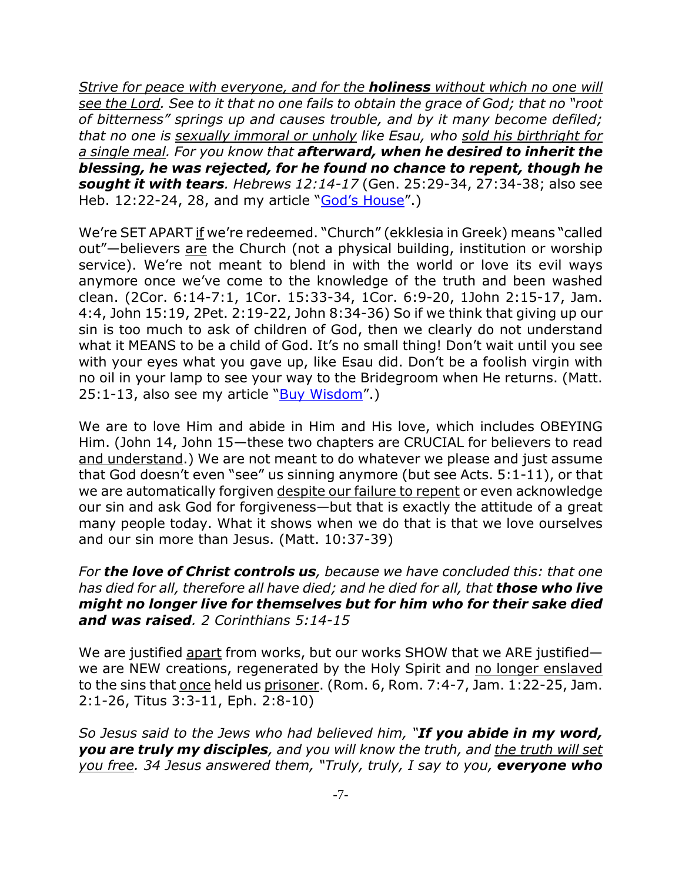*Strive for peace with everyone, and for the **holiness** without which no one will see the Lord. See to it that no one fails to obtain the grace of God; that no "root of bitterness" springs up and causes trouble, and by it many become defiled; that no one is sexually immoral or unholy like Esau, who sold his birthright for a single meal. For you know that **afterward, when he desired to inherit the blessing, he was rejected, for he found no chance to repent, though he sought it with tears**. Hebrews 12:14-17* (Gen. 25:29-34, 27:34-38; also see Heb. 12:22-24, 28, and my article "God's House".)

We're SET APART if we're redeemed. "Church" (ekklesia in Greek) means "called out"—believers are the Church (not a physical building, institution or worship service). We're not meant to blend in with the world or love its evil ways anymore once we've come to the knowledge of the truth and been washed clean. (2Cor. 6:14-7:1, 1Cor. 15:33-34, 1Cor. 6:9-20, 1John 2:15-17, Jam. 4:4, John 15:19, 2Pet. 2:19-22, John 8:34-36) So if we think that giving up our sin is too much to ask of children of God, then we clearly do not understand what it MEANS to be a child of God. It's no small thing! Don't wait until you see with your eyes what you gave up, like Esau did. Don't be a foolish virgin with no oil in your lamp to see your way to the Bridegroom when He returns. (Matt. 25:1-13, also see my article "Buy Wisdom".)

We are to love Him and abide in Him and His love, which includes OBEYING Him. (John 14, John 15—these two chapters are CRUCIAL for believers to read and understand.) We are not meant to do whatever we please and just assume that God doesn't even "see" us sinning anymore (but see Acts. 5:1-11), or that we are automatically forgiven despite our failure to repent or even acknowledge our sin and ask God for forgiveness—but that is exactly the attitude of a great many people today. What it shows when we do that is that we love ourselves and our sin more than Jesus. (Matt. 10:37-39)

*For **the love of Christ controls us**, because we have concluded this: that one has died for all, therefore all have died; and he died for all, that **those who live might no longer live for themselves but for him who for their sake died and was raised**. 2 Corinthians 5:14-15*

We are justified apart from works, but our works SHOW that we ARE justified—we are NEW creations, regenerated by the Holy Spirit and no longer enslaved to the sins that once held us prisoner. (Rom. 6, Rom. 7:4-7, Jam. 1:22-25, Jam. 2:1-26, Titus 3:3-11, Eph. 2:8-10)

*So Jesus said to the Jews who had believed him, "**If you abide in my word, you are truly my disciples**, and you will know the truth, and the truth will set you free. 34 Jesus answered them, "Truly, truly, I say to you, **everyone who***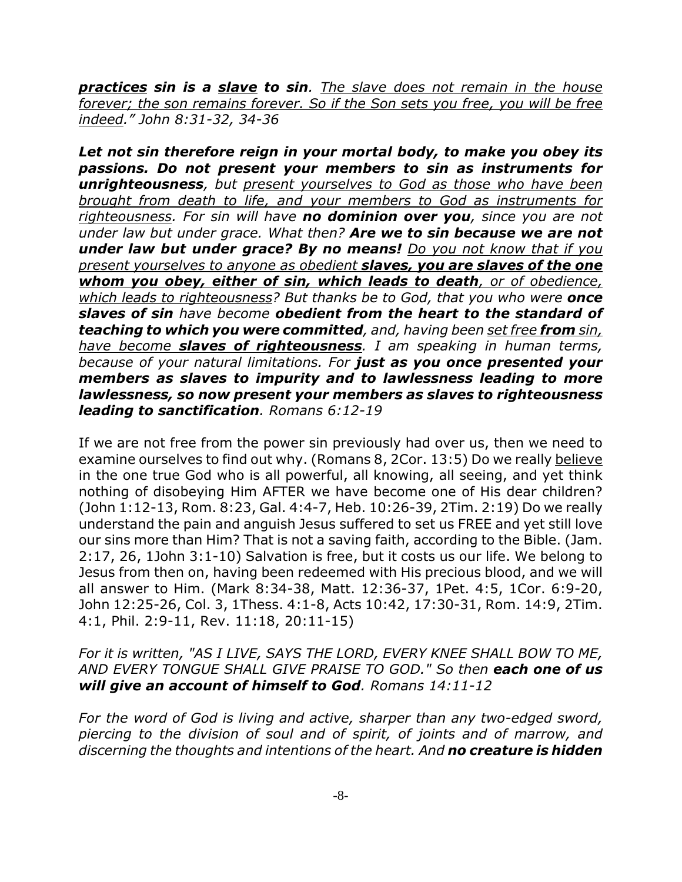***practices** sin is a **slave** to sin. The slave does not remain in the house forever; the son remains forever. So if the Son sets you free, you will be free indeed." John 8:31-32, 34-36*

***Let not sin therefore reign in your mortal body, to make you obey its passions. Do not present your members to sin as instruments for unrighteousness**, but present yourselves to God as those who have been brought from death to life, and your members to God as instruments for righteousness. For sin will have **no dominion over you**, since you are not under law but under grace. What then? **Are we to sin because we are not under law but under grace? By no means!** Do you not know that if you present yourselves to anyone as obedient **slaves, you are slaves of the one whom you obey, either of sin, which leads to death**, or of obedience, which leads to righteousness? But thanks be to God, that you who were **once slaves of sin** have become **obedient from the heart to the standard of teaching to which you were committed**, and, having been set free **from** sin, have become **slaves of righteousness**. I am speaking in human terms, because of your natural limitations. For **just as you once presented your members as slaves to impurity and to lawlessness leading to more lawlessness, so now present your members as slaves to righteousness leading to sanctification**. Romans 6:12-19*

If we are not free from the power sin previously had over us, then we need to examine ourselves to find out why. (Romans 8, 2Cor. 13:5) Do we really believe in the one true God who is all powerful, all knowing, all seeing, and yet think nothing of disobeying Him AFTER we have become one of His dear children? (John 1:12-13, Rom. 8:23, Gal. 4:4-7, Heb. 10:26-39, 2Tim. 2:19) Do we really understand the pain and anguish Jesus suffered to set us FREE and yet still love our sins more than Him? That is not a saving faith, according to the Bible. (Jam. 2:17, 26, 1John 3:1-10) Salvation is free, but it costs us our life. We belong to Jesus from then on, having been redeemed with His precious blood, and we will all answer to Him. (Mark 8:34-38, Matt. 12:36-37, 1Pet. 4:5, 1Cor. 6:9-20, John 12:25-26, Col. 3, 1Thess. 4:1-8, Acts 10:42, 17:30-31, Rom. 14:9, 2Tim. 4:1, Phil. 2:9-11, Rev. 11:18, 20:11-15)

*For it is written, "AS I LIVE, SAYS THE LORD, EVERY KNEE SHALL BOW TO ME, AND EVERY TONGUE SHALL GIVE PRAISE TO GOD." So then **each one of us will give an account of himself to God**. Romans 14:11-12*

*For the word of God is living and active, sharper than any two-edged sword, piercing to the division of soul and of spirit, of joints and of marrow, and discerning the thoughts and intentions of the heart. And **no creature is hidden***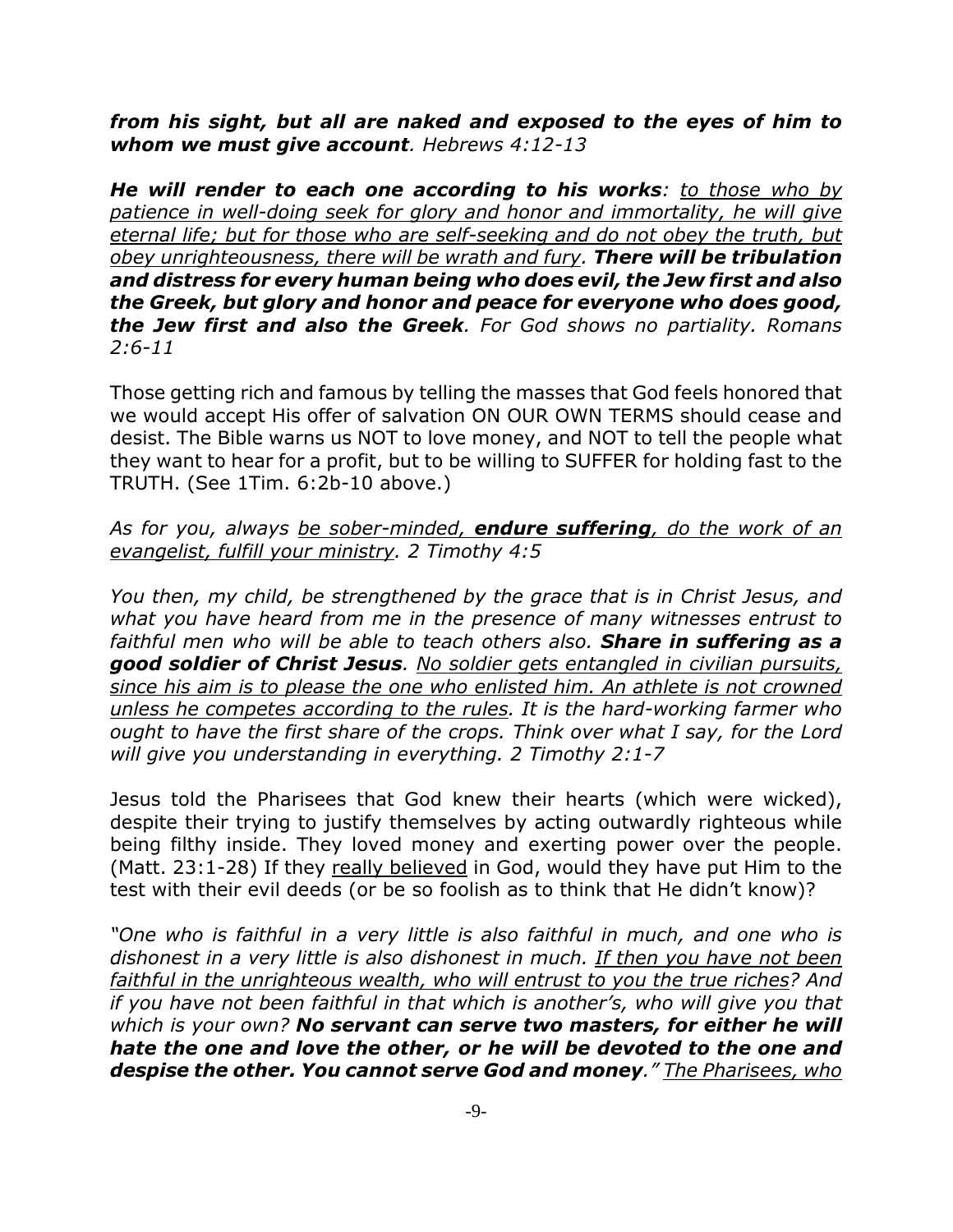***from his sight, but all are naked and exposed to the eyes of him to whom we must give account**. Hebrews 4:12-13*

***He will render to each one according to his works**: <u>to those who by patience in well-doing seek for glory and honor and immortality, he will give eternal life; but for those who are self-seeking and do not obey the truth, but obey unrighteousness, there will be wrath and fury</u>. **There will be tribulation and distress for every human being who does evil, the Jew first and also the Greek, but glory and honor and peace for everyone who does good, the Jew first and also the Greek**. For God shows no partiality. Romans 2:6-11*

Those getting rich and famous by telling the masses that God feels honored that we would accept His offer of salvation ON OUR OWN TERMS should cease and desist. The Bible warns us NOT to love money, and NOT to tell the people what they want to hear for a profit, but to be willing to SUFFER for holding fast to the TRUTH. (See 1Tim. 6:2b-10 above.)

*As for you, always <u>be sober-minded, **endure suffering**, do the work of an evangelist, fulfill your ministry</u>. 2 Timothy 4:5*

*You then, my child, be strengthened by the grace that is in Christ Jesus, and what you have heard from me in the presence of many witnesses entrust to faithful men who will be able to teach others also. **Share in suffering as a good soldier of Christ Jesus**. <u>No soldier gets entangled in civilian pursuits, since his aim is to please the one who enlisted him. An athlete is not crowned unless he competes according to the rules</u>. It is the hard-working farmer who ought to have the first share of the crops. Think over what I say, for the Lord will give you understanding in everything. 2 Timothy 2:1-7*

Jesus told the Pharisees that God knew their hearts (which were wicked), despite their trying to justify themselves by acting outwardly righteous while being filthy inside. They loved money and exerting power over the people. (Matt. 23:1-28) If they <u>really believed</u> in God, would they have put Him to the test with their evil deeds (or be so foolish as to think that He didn't know)?

*"One who is faithful in a very little is also faithful in much, and one who is dishonest in a very little is also dishonest in much. <u>If then you have not been faithful in the unrighteous wealth, who will entrust to you the true riches</u>? And if you have not been faithful in that which is another's, who will give you that which is your own? **No servant can serve two masters, for either he will hate the one and love the other, or he will be devoted to the one and despise the other. You cannot serve God and money**." <u>The Pharisees, who</u>*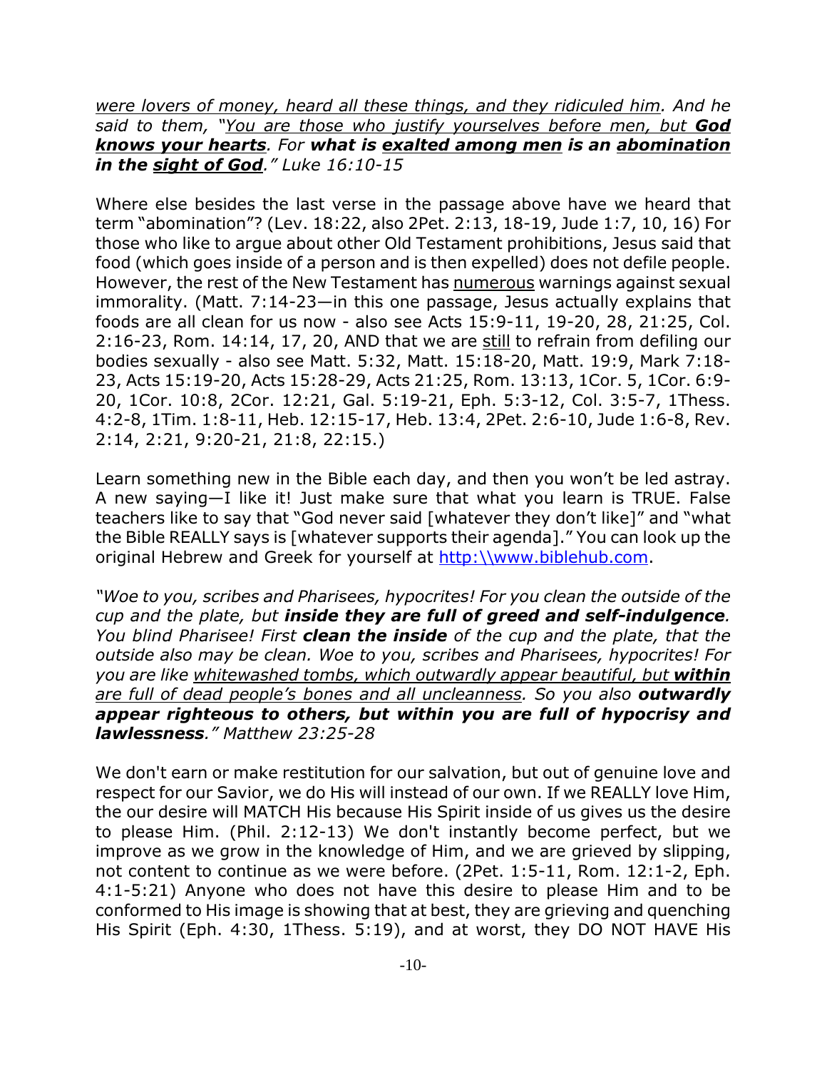*<u>were lovers of money, heard all these things, and they ridiculed him</u>. And he said to them, "<u>You are those who justify yourselves before men, but **God knows your hearts**</u>. For **what is <u>exalted among men</u> is an <u>abomination</u> in the <u>sight of God</u>**." Luke 16:10-15*

Where else besides the last verse in the passage above have we heard that term "abomination"? (Lev. 18:22, also 2Pet. 2:13, 18-19, Jude 1:7, 10, 16) For those who like to argue about other Old Testament prohibitions, Jesus said that food (which goes inside of a person and is then expelled) does not defile people. However, the rest of the New Testament has <u>numerous</u> warnings against sexual immorality. (Matt. 7:14-23—in this one passage, Jesus actually explains that foods are all clean for us now - also see Acts 15:9-11, 19-20, 28, 21:25, Col. 2:16-23, Rom. 14:14, 17, 20, AND that we are <u>still</u> to refrain from defiling our bodies sexually - also see Matt. 5:32, Matt. 15:18-20, Matt. 19:9, Mark 7:18-23, Acts 15:19-20, Acts 15:28-29, Acts 21:25, Rom. 13:13, 1Cor. 5, 1Cor. 6:9-20, 1Cor. 10:8, 2Cor. 12:21, Gal. 5:19-21, Eph. 5:3-12, Col. 3:5-7, 1Thess. 4:2-8, 1Tim. 1:8-11, Heb. 12:15-17, Heb. 13:4, 2Pet. 2:6-10, Jude 1:6-8, Rev. 2:14, 2:21, 9:20-21, 21:8, 22:15.)

Learn something new in the Bible each day, and then you won't be led astray. A new saying—I like it! Just make sure that what you learn is TRUE. False teachers like to say that "God never said [whatever they don't like]" and "what the Bible REALLY says is [whatever supports their agenda]." You can look up the original Hebrew and Greek for yourself at [http:\\www.biblehub.com](http:\\www.biblehub.com).

*"Woe to you, scribes and Pharisees, hypocrites! For you clean the outside of the cup and the plate, but **inside they are full of greed and self-indulgence**. You blind Pharisee! First **clean the inside** of the cup and the plate, that the outside also may be clean. Woe to you, scribes and Pharisees, hypocrites! For you are like <u>whitewashed tombs, which outwardly appear beautiful, but **within** are full of dead people's bones and all uncleanness</u>. So you also **outwardly appear righteous to others, but within you are full of hypocrisy and lawlessness**." Matthew 23:25-28*

We don't earn or make restitution for our salvation, but out of genuine love and respect for our Savior, we do His will instead of our own. If we REALLY love Him, the our desire will MATCH His because His Spirit inside of us gives us the desire to please Him. (Phil. 2:12-13) We don't instantly become perfect, but we improve as we grow in the knowledge of Him, and we are grieved by slipping, not content to continue as we were before. (2Pet. 1:5-11, Rom. 12:1-2, Eph. 4:1-5:21) Anyone who does not have this desire to please Him and to be conformed to His image is showing that at best, they are grieving and quenching His Spirit (Eph. 4:30, 1Thess. 5:19), and at worst, they DO NOT HAVE His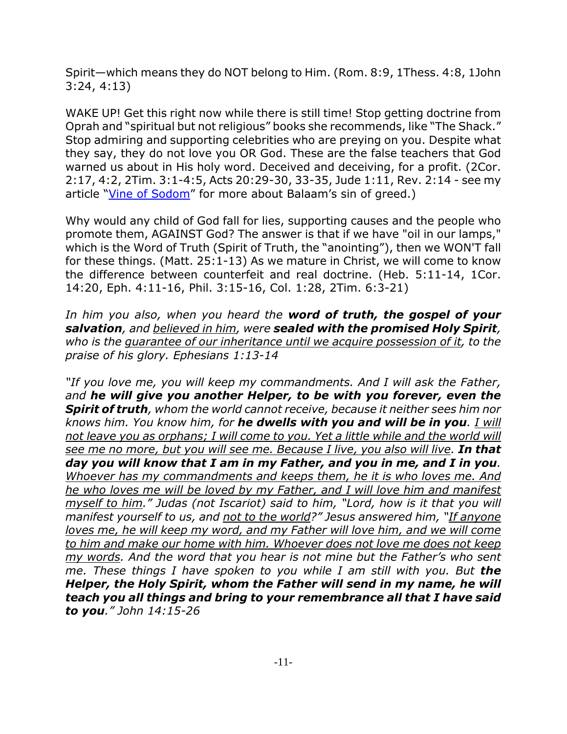Spirit—which means they do NOT belong to Him. (Rom. 8:9, 1Thess. 4:8, 1John 3:24, 4:13)

WAKE UP! Get this right now while there is still time! Stop getting doctrine from Oprah and "spiritual but not religious" books she recommends, like "The Shack." Stop admiring and supporting celebrities who are preying on you. Despite what they say, they do not love you OR God. These are the false teachers that God warned us about in His holy word. Deceived and deceiving, for a profit. (2Cor. 2:17, 4:2, 2Tim. 3:1-4:5, Acts 20:29-30, 33-35, Jude 1:11, Rev. 2:14 - see my article "Vine of Sodom" for more about Balaam's sin of greed.)

Why would any child of God fall for lies, supporting causes and the people who promote them, AGAINST God? The answer is that if we have "oil in our lamps," which is the Word of Truth (Spirit of Truth, the "anointing"), then we WON'T fall for these things. (Matt. 25:1-13) As we mature in Christ, we will come to know the difference between counterfeit and real doctrine. (Heb. 5:11-14, 1Cor. 14:20, Eph. 4:11-16, Phil. 3:15-16, Col. 1:28, 2Tim. 6:3-21)

*In him you also, when you heard the **word of truth, the gospel of your salvation**, and <u>believed in him</u>, were **sealed with the promised Holy Spirit**, who is the <u>guarantee of our inheritance until we acquire possession of it</u>, to the praise of his glory. Ephesians 1:13-14*

*"If you love me, you will keep my commandments. And I will ask the Father, and **he will give you another Helper, to be with you forever, even the Spirit of truth**, whom the world cannot receive, because it neither sees him nor knows him. You know him, for **he dwells with you and will be in you**. <u>I will not leave you as orphans; I will come to you. Yet a little while and the world will see me no more, but you will see me. Because I live, you also will live</u>. **In that day you will know that I am in my Father, and you in me, and I in you**. <u>Whoever has my commandments and keeps them, he it is who loves me. And he who loves me will be loved by my Father, and I will love him and manifest myself to him</u>." Judas (not Iscariot) said to him, "Lord, how is it that you will manifest yourself to us, and <u>not to the world</u>?" Jesus answered him, "<u>If anyone loves me, he will keep my word, and my Father will love him, and we will come to him and make our home with him. Whoever does not love me does not keep my words</u>. And the word that you hear is not mine but the Father's who sent me. These things I have spoken to you while I am still with you. But **the Helper, the Holy Spirit, whom the Father will send in my name, he will teach you all things and bring to your remembrance all that I have said to you**." John 14:15-26*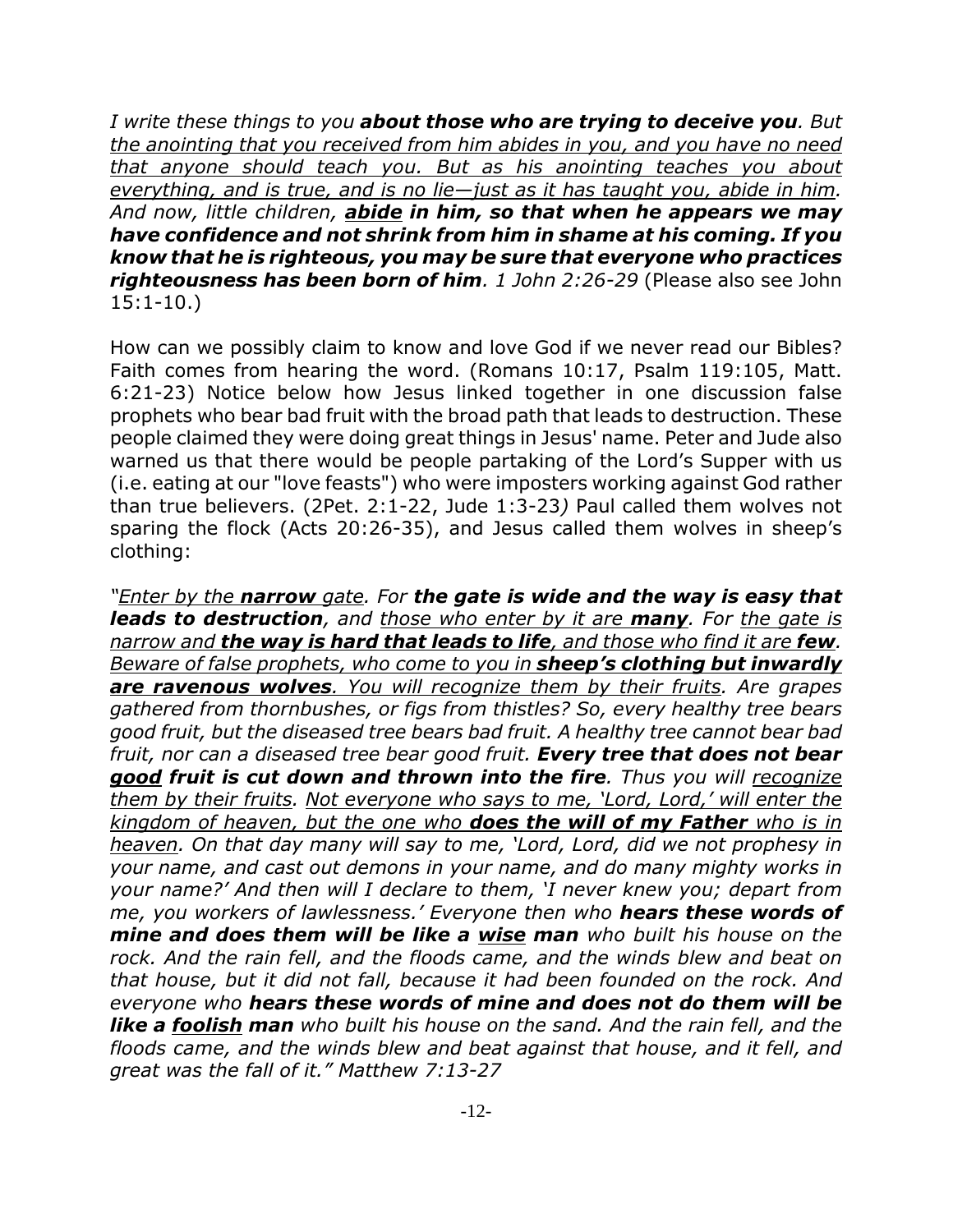*I write these things to you **about those who are trying to deceive you**. But <u>the anointing that you received from him abides in you, and you have no need that anyone should teach you. But as his anointing teaches you about everything, and is true, and is no lie—just as it has taught you, abide in him</u>. And now, little children, **<u>abide</u> in him, so that when he appears we may have confidence and not shrink from him in shame at his coming. If you know that he is righteous, you may be sure that everyone who practices righteousness has been born of him**. 1 John 2:26-29* (Please also see John 15:1-10.)

How can we possibly claim to know and love God if we never read our Bibles? Faith comes from hearing the word. (Romans 10:17, Psalm 119:105, Matt. 6:21-23) Notice below how Jesus linked together in one discussion false prophets who bear bad fruit with the broad path that leads to destruction. These people claimed they were doing great things in Jesus' name. Peter and Jude also warned us that there would be people partaking of the Lord's Supper with us (i.e. eating at our "love feasts") who were imposters working against God rather than true believers. (2Pet. 2:1-22, Jude 1:3-23*)* Paul called them wolves not sparing the flock (Acts 20:26-35), and Jesus called them wolves in sheep's clothing:

*"<u>Enter by the **narrow** gate</u>. For **the gate is wide and the way is easy that leads to destruction**, and <u>those who enter by it are **many**</u>. For <u>the gate is narrow and **the way is hard that leads to life**, and those who find it are **few**</u>. <u>Beware of false prophets, who come to you in **sheep's clothing but inwardly are ravenous wolves**. You will recognize them by their fruits</u>. Are grapes gathered from thornbushes, or figs from thistles? So, every healthy tree bears good fruit, but the diseased tree bears bad fruit. A healthy tree cannot bear bad fruit, nor can a diseased tree bear good fruit. **Every tree that does not bear <u>good</u> fruit is cut down and thrown into the fire**. Thus you will <u>recognize them by their fruits</u>. <u>Not everyone who says to me, 'Lord, Lord,' will enter the kingdom of heaven, but the one who **does the will of my Father** who is in heaven</u>. On that day many will say to me, 'Lord, Lord, did we not prophesy in your name, and cast out demons in your name, and do many mighty works in your name?' And then will I declare to them, 'I never knew you; depart from me, you workers of lawlessness.' Everyone then who **hears these words of mine and does them will be like a <u>wise</u> man** who built his house on the rock. And the rain fell, and the floods came, and the winds blew and beat on that house, but it did not fall, because it had been founded on the rock. And everyone who **hears these words of mine and does not do them will be like a <u>foolish</u> man** who built his house on the sand. And the rain fell, and the floods came, and the winds blew and beat against that house, and it fell, and great was the fall of it." Matthew 7:13-27*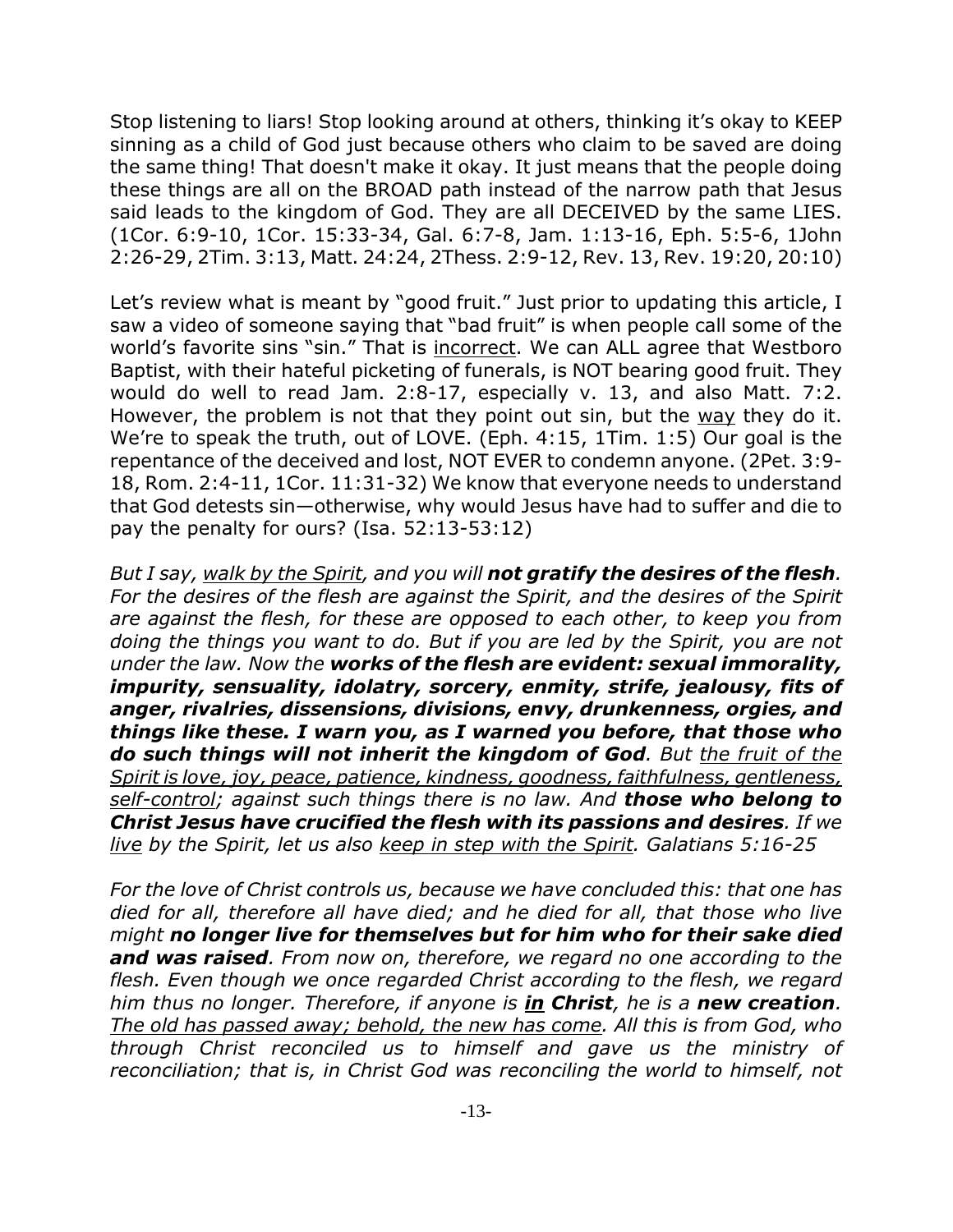Stop listening to liars! Stop looking around at others, thinking it's okay to KEEP sinning as a child of God just because others who claim to be saved are doing the same thing! That doesn't make it okay. It just means that the people doing these things are all on the BROAD path instead of the narrow path that Jesus said leads to the kingdom of God. They are all DECEIVED by the same LIES. (1Cor. 6:9-10, 1Cor. 15:33-34, Gal. 6:7-8, Jam. 1:13-16, Eph. 5:5-6, 1John 2:26-29, 2Tim. 3:13, Matt. 24:24, 2Thess. 2:9-12, Rev. 13, Rev. 19:20, 20:10)

Let's review what is meant by "good fruit." Just prior to updating this article, I saw a video of someone saying that "bad fruit" is when people call some of the world's favorite sins "sin." That is <u>incorrect</u>. We can ALL agree that Westboro Baptist, with their hateful picketing of funerals, is NOT bearing good fruit. They would do well to read Jam. 2:8-17, especially v. 13, and also Matt. 7:2. However, the problem is not that they point out sin, but the <u>way</u> they do it. We're to speak the truth, out of LOVE. (Eph. 4:15, 1Tim. 1:5) Our goal is the repentance of the deceived and lost, NOT EVER to condemn anyone. (2Pet. 3:9-18, Rom. 2:4-11, 1Cor. 11:31-32) We know that everyone needs to understand that God detests sin—otherwise, why would Jesus have had to suffer and die to pay the penalty for ours? (Isa. 52:13-53:12)

*But I say, <u>walk by the Spirit</u>, and you will **not gratify the desires of the flesh**. For the desires of the flesh are against the Spirit, and the desires of the Spirit are against the flesh, for these are opposed to each other, to keep you from doing the things you want to do. But if you are led by the Spirit, you are not under the law. Now the **works of the flesh are evident: sexual immorality, impurity, sensuality, idolatry, sorcery, enmity, strife, jealousy, fits of anger, rivalries, dissensions, divisions, envy, drunkenness, orgies, and things like these. I warn you, as I warned you before, that those who do such things will not inherit the kingdom of God**. But <u>the fruit of the Spirit is love, joy, peace, patience, kindness, goodness, faithfulness, gentleness, self-control</u>; against such things there is no law. And **those who belong to Christ Jesus have crucified the flesh with its passions and desires**. If we <u>live</u> by the Spirit, let us also <u>keep in step with the Spirit</u>. Galatians 5:16-25*

*For the love of Christ controls us, because we have concluded this: that one has died for all, therefore all have died; and he died for all, that those who live might **no longer live for themselves but for him who for their sake died and was raised**. From now on, therefore, we regard no one according to the flesh. Even though we once regarded Christ according to the flesh, we regard him thus no longer. Therefore, if anyone is **<u>in</u> Christ**, he is a **new creation**. <u>The old has passed away; behold, the new has come</u>. All this is from God, who through Christ reconciled us to himself and gave us the ministry of reconciliation; that is, in Christ God was reconciling the world to himself, not*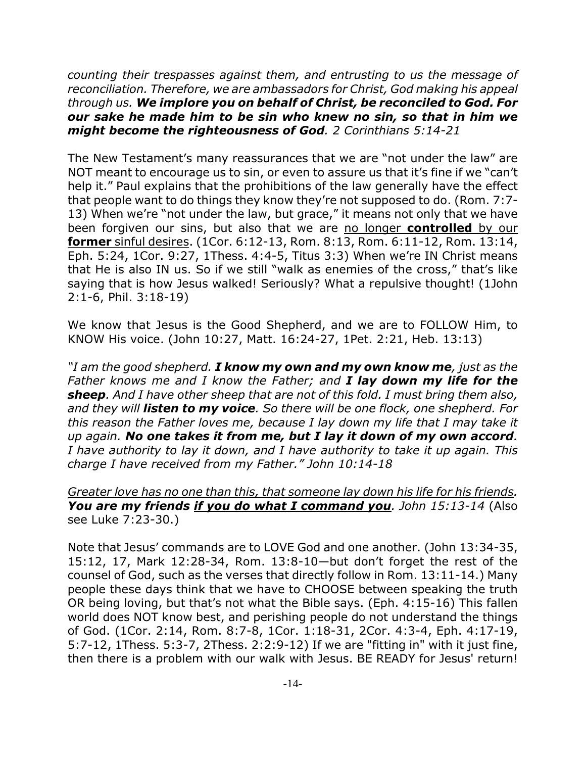*counting their trespasses against them, and entrusting to us the message of reconciliation. Therefore, we are ambassadors for Christ, God making his appeal through us.* ***We implore you on behalf of Christ, be reconciled to God. For our sake he made him to be sin who knew no sin, so that in him we might become the righteousness of God****. 2 Corinthians 5:14-21*

The New Testament's many reassurances that we are "not under the law" are NOT meant to encourage us to sin, or even to assure us that it's fine if we "can't help it." Paul explains that the prohibitions of the law generally have the effect that people want to do things they know they're not supposed to do. (Rom. 7:7-13) When we're "not under the law, but grace," it means not only that we have been forgiven our sins, but also that we are <u>no longer **controlled** by our **former** sinful desires</u>. (1Cor. 6:12-13, Rom. 8:13, Rom. 6:11-12, Rom. 13:14, Eph. 5:24, 1Cor. 9:27, 1Thess. 4:4-5, Titus 3:3) When we're IN Christ means that He is also IN us. So if we still "walk as enemies of the cross," that's like saying that is how Jesus walked! Seriously? What a repulsive thought! (1John 2:1-6, Phil. 3:18-19)

We know that Jesus is the Good Shepherd, and we are to FOLLOW Him, to KNOW His voice. (John 10:27, Matt. 16:24-27, 1Pet. 2:21, Heb. 13:13)

*"I am the good shepherd.* ***I know my own and my own know me****, just as the Father knows me and I know the Father; and* ***I lay down my life for the sheep****. And I have other sheep that are not of this fold. I must bring them also, and they will* ***listen to my voice****. So there will be one flock, one shepherd. For this reason the Father loves me, because I lay down my life that I may take it up again.* ***No one takes it from me, but I lay it down of my own accord****. I have authority to lay it down, and I have authority to take it up again. This charge I have received from my Father." John 10:14-18*

*<u>Greater love has no one than this, that someone lay down his life for his friends.</u>* ***You are my friends <u>if you do what I command you</u>****. John 15:13-14* (Also see Luke 7:23-30.)

Note that Jesus' commands are to LOVE God and one another. (John 13:34-35, 15:12, 17, Mark 12:28-34, Rom. 13:8-10—but don't forget the rest of the counsel of God, such as the verses that directly follow in Rom. 13:11-14.) Many people these days think that we have to CHOOSE between speaking the truth OR being loving, but that's not what the Bible says. (Eph. 4:15-16) This fallen world does NOT know best, and perishing people do not understand the things of God. (1Cor. 2:14, Rom. 8:7-8, 1Cor. 1:18-31, 2Cor. 4:3-4, Eph. 4:17-19, 5:7-12, 1Thess. 5:3-7, 2Thess. 2:2:9-12) If we are "fitting in" with it just fine, then there is a problem with our walk with Jesus. BE READY for Jesus' return!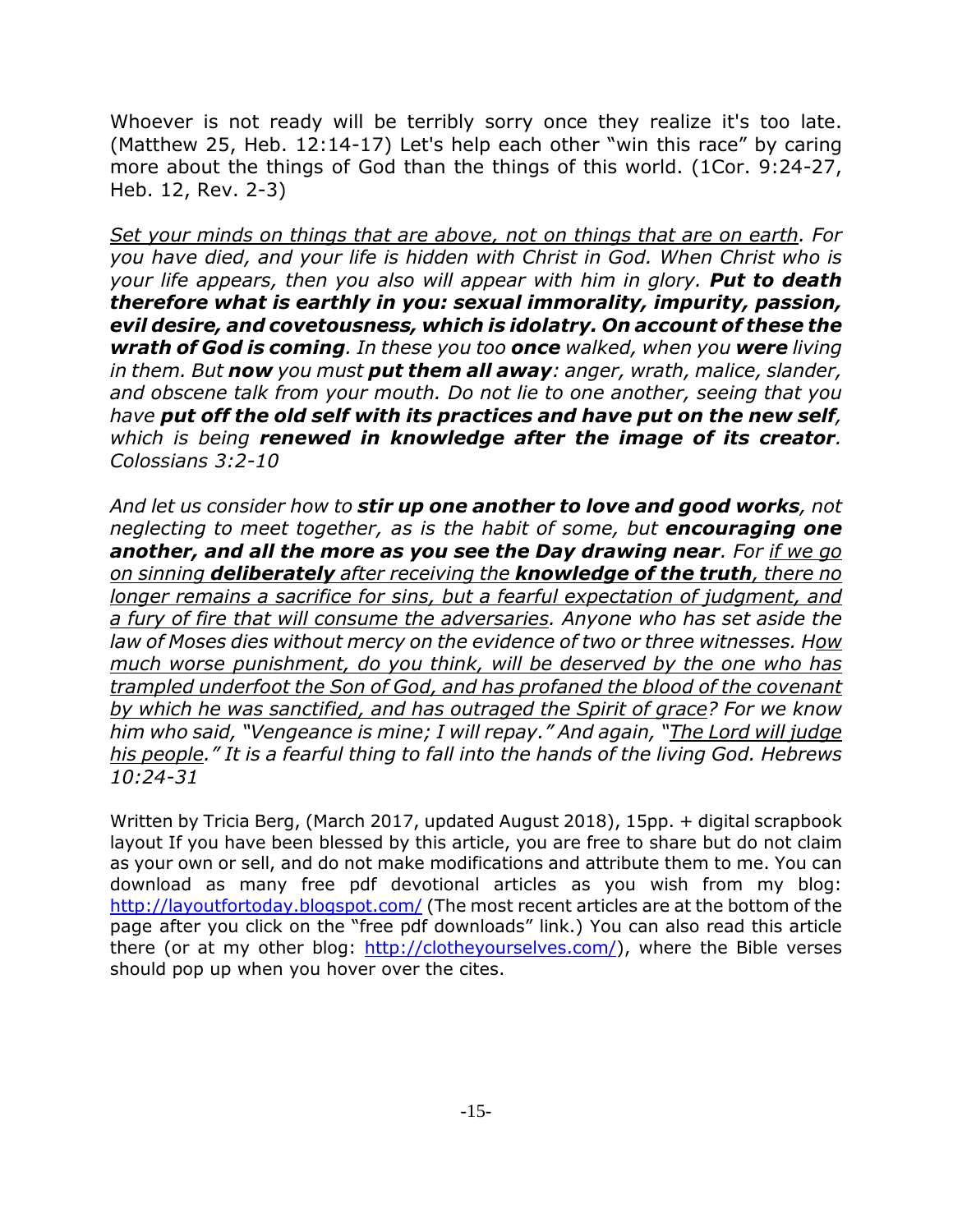Whoever is not ready will be terribly sorry once they realize it's too late. (Matthew 25, Heb. 12:14-17) Let's help each other "win this race" by caring more about the things of God than the things of this world. (1Cor. 9:24-27, Heb. 12, Rev. 2-3)

*<u>Set your minds on things that are above, not on things that are on earth</u>. For you have died, and your life is hidden with Christ in God. When Christ who is your life appears, then you also will appear with him in glory. **Put to death therefore what is earthly in you: sexual immorality, impurity, passion, evil desire, and covetousness, which is idolatry. On account of these the wrath of God is coming**. In these you too **once** walked, when you **were** living in them. But **now** you must **put them all away**: anger, wrath, malice, slander, and obscene talk from your mouth. Do not lie to one another, seeing that you have **put off the old self with its practices and have put on the new self**, which is being **renewed in knowledge after the image of its creator**. Colossians 3:2-10*

*And let us consider how to **stir up one another to love and good works**, not neglecting to meet together, as is the habit of some, but **encouraging one another, and all the more as you see the Day drawing near**. For <u>if we go on sinning **deliberately** after receiving the **knowledge of the truth**, there no longer remains a sacrifice for sins, but a fearful expectation of judgment, and a fury of fire that will consume the adversaries</u>. Anyone who has set aside the law of Moses dies without mercy on the evidence of two or three witnesses. H<u>ow much worse punishment, do you think, will be deserved by the one who has trampled underfoot the Son of God, and has profaned the blood of the covenant by which he was sanctified, and has outraged the Spirit of grace</u>? For we know him who said, "Vengeance is mine; I will repay." And again, "<u>The Lord will judge his people</u>." It is a fearful thing to fall into the hands of the living God. Hebrews 10:24-31*

Written by Tricia Berg, (March 2017, updated August 2018), 15pp. + digital scrapbook layout If you have been blessed by this article, you are free to share but do not claim as your own or sell, and do not make modifications and attribute them to me. You can download as many free pdf devotional articles as you wish from my blog: http://layoutfortoday.blogspot.com/ (The most recent articles are at the bottom of the page after you click on the "free pdf downloads" link.) You can also read this article there (or at my other blog: http://clotheyourselves.com/), where the Bible verses should pop up when you hover over the cites.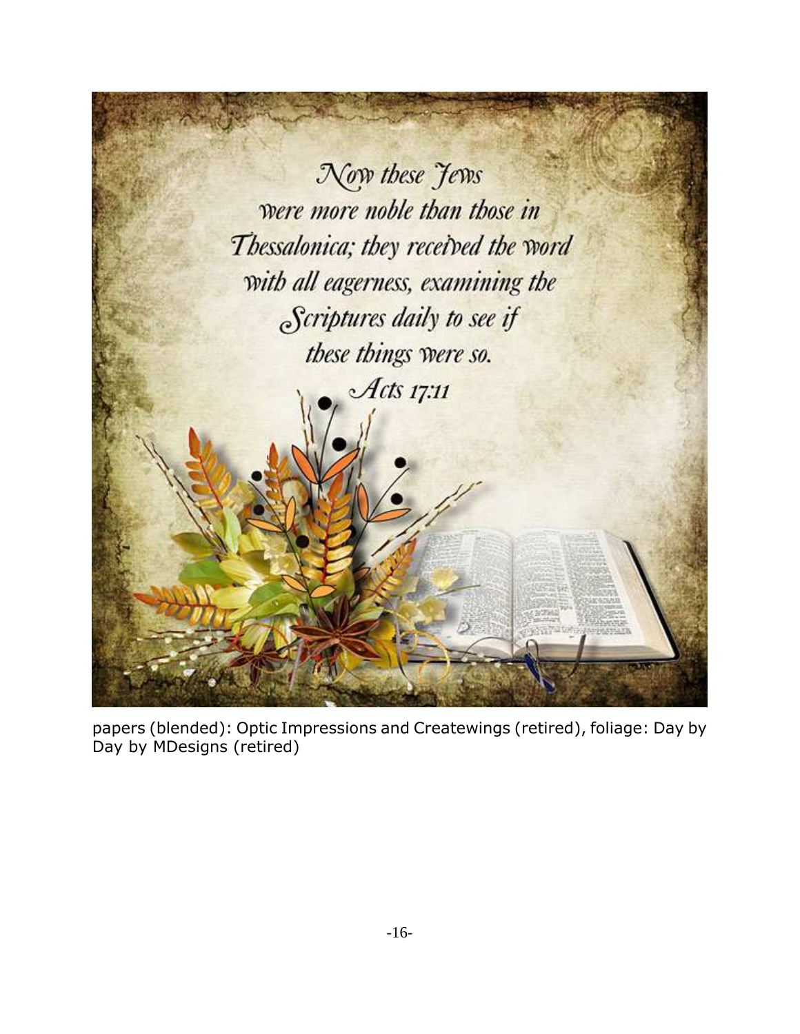Now these Jews were more noble than those in Thessalonica; they received the word with all eagerness, examining the Scriptures daily to see if these things were so.

Acts 17:11

papers (blended): Optic Impressions and Createwings (retired), foliage: Day by Day by MDesigns (retired)